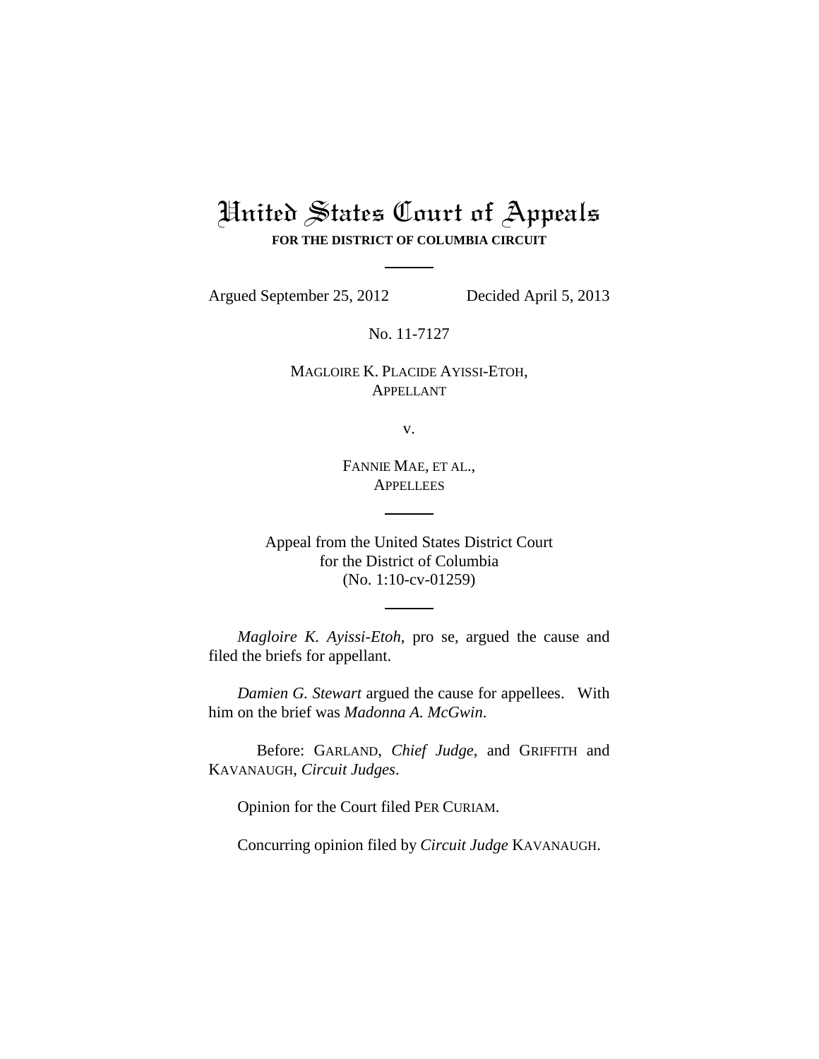# United States Court of Appeals

**FOR THE DISTRICT OF COLUMBIA CIRCUIT**

---

Argued September 25, 2012 Decided April 5, 2013

No. 11-7127

MAGLOIRE K. PLACIDE AYISSI-ETOH,
APPELLANT

v.

FANNIE MAE, ET AL.,
APPELLEES

---

Appeal from the United States District Court
for the District of Columbia
(No. 1:10-cv-01259)

---

*Magloire K. Ayissi-Etoh*, pro se, argued the cause and filed the briefs for appellant.

*Damien G. Stewart* argued the cause for appellees. With him on the brief was *Madonna A. McGwin*.

Before: GARLAND, *Chief Judge*, and GRIFFITH and KAVANAUGH, *Circuit Judges*.

Opinion for the Court filed PER CURIAM.

Concurring opinion filed by *Circuit Judge* KAVANAUGH.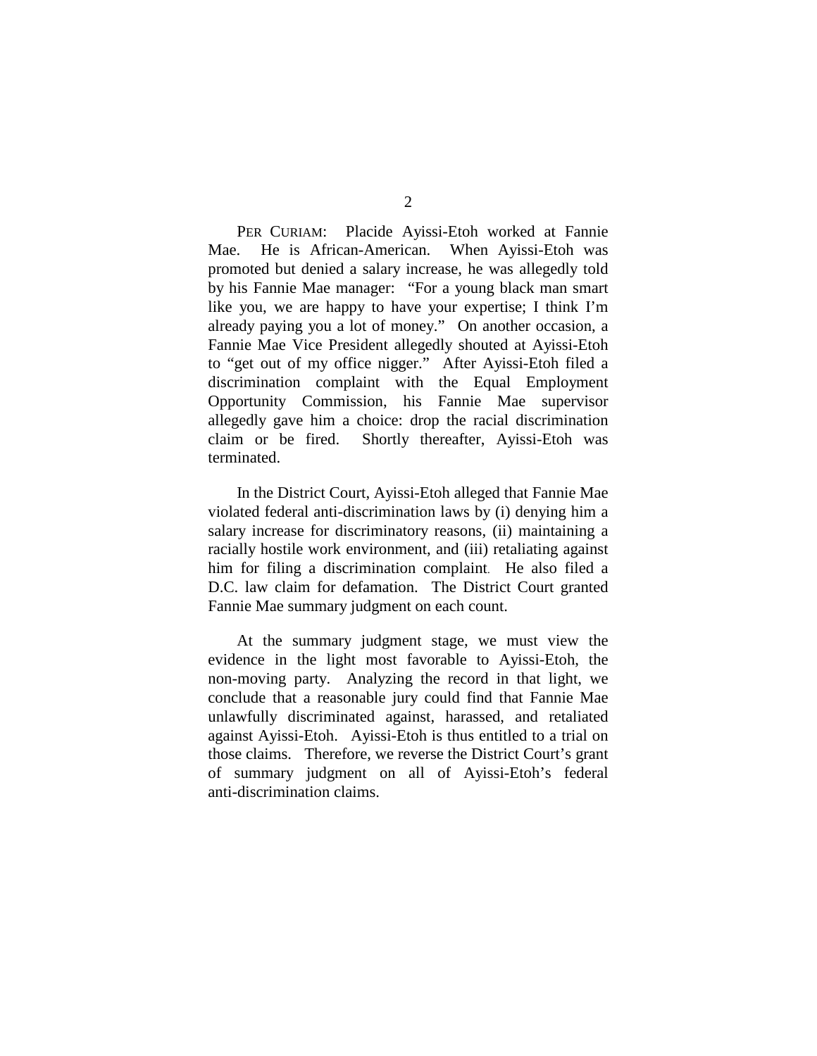PER CURIAM: Placide Ayissi-Etoh worked at Fannie Mae. He is African-American. When Ayissi-Etoh was promoted but denied a salary increase, he was allegedly told by his Fannie Mae manager: "For a young black man smart like you, we are happy to have your expertise; I think I'm already paying you a lot of money." On another occasion, a Fannie Mae Vice President allegedly shouted at Ayissi-Etoh to "get out of my office nigger." After Ayissi-Etoh filed a discrimination complaint with the Equal Employment Opportunity Commission, his Fannie Mae supervisor allegedly gave him a choice: drop the racial discrimination claim or be fired. Shortly thereafter, Ayissi-Etoh was terminated.

In the District Court, Ayissi-Etoh alleged that Fannie Mae violated federal anti-discrimination laws by (i) denying him a salary increase for discriminatory reasons, (ii) maintaining a racially hostile work environment, and (iii) retaliating against him for filing a discrimination complaint. He also filed a D.C. law claim for defamation. The District Court granted Fannie Mae summary judgment on each count.

At the summary judgment stage, we must view the evidence in the light most favorable to Ayissi-Etoh, the non-moving party. Analyzing the record in that light, we conclude that a reasonable jury could find that Fannie Mae unlawfully discriminated against, harassed, and retaliated against Ayissi-Etoh. Ayissi-Etoh is thus entitled to a trial on those claims. Therefore, we reverse the District Court's grant of summary judgment on all of Ayissi-Etoh's federal anti-discrimination claims.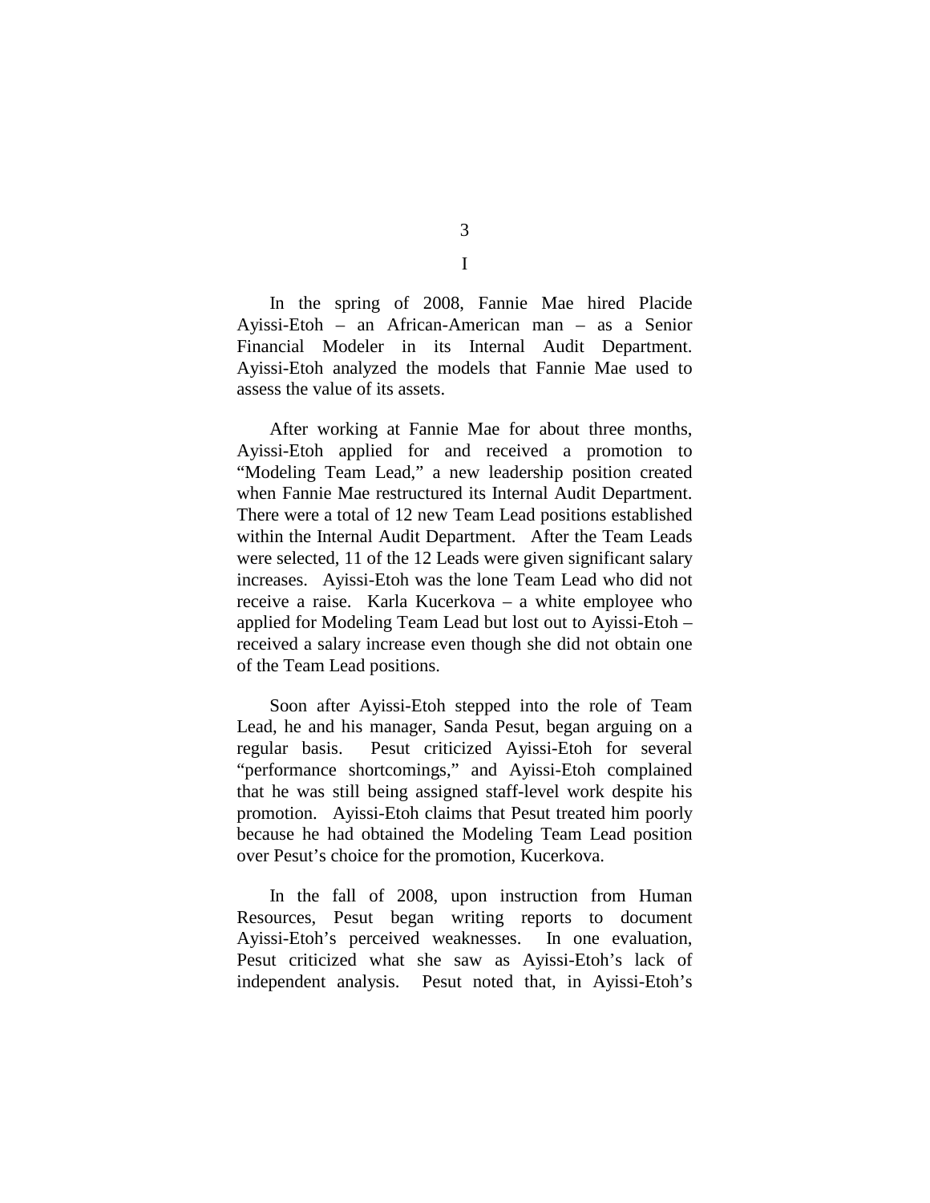# I

In the spring of 2008, Fannie Mae hired Placide Ayissi-Etoh – an African-American man – as a Senior Financial Modeler in its Internal Audit Department. Ayissi-Etoh analyzed the models that Fannie Mae used to assess the value of its assets.

After working at Fannie Mae for about three months, Ayissi-Etoh applied for and received a promotion to "Modeling Team Lead," a new leadership position created when Fannie Mae restructured its Internal Audit Department. There were a total of 12 new Team Lead positions established within the Internal Audit Department. After the Team Leads were selected, 11 of the 12 Leads were given significant salary increases. Ayissi-Etoh was the lone Team Lead who did not receive a raise. Karla Kucerkova – a white employee who applied for Modeling Team Lead but lost out to Ayissi-Etoh – received a salary increase even though she did not obtain one of the Team Lead positions.

Soon after Ayissi-Etoh stepped into the role of Team Lead, he and his manager, Sanda Pesut, began arguing on a regular basis. Pesut criticized Ayissi-Etoh for several "performance shortcomings," and Ayissi-Etoh complained that he was still being assigned staff-level work despite his promotion. Ayissi-Etoh claims that Pesut treated him poorly because he had obtained the Modeling Team Lead position over Pesut's choice for the promotion, Kucerkova.

In the fall of 2008, upon instruction from Human Resources, Pesut began writing reports to document Ayissi-Etoh's perceived weaknesses. In one evaluation, Pesut criticized what she saw as Ayissi-Etoh's lack of independent analysis. Pesut noted that, in Ayissi-Etoh's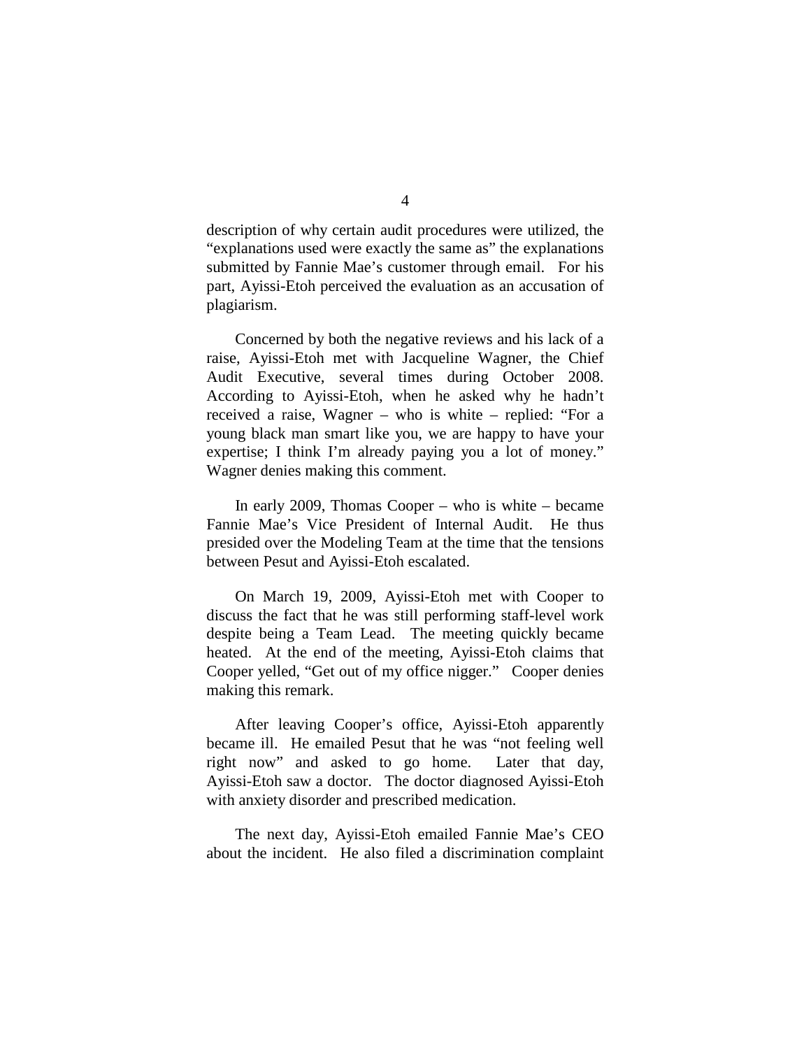description of why certain audit procedures were utilized, the "explanations used were exactly the same as" the explanations submitted by Fannie Mae's customer through email. For his part, Ayissi-Etoh perceived the evaluation as an accusation of plagiarism.

Concerned by both the negative reviews and his lack of a raise, Ayissi-Etoh met with Jacqueline Wagner, the Chief Audit Executive, several times during October 2008. According to Ayissi-Etoh, when he asked why he hadn't received a raise, Wagner – who is white – replied: "For a young black man smart like you, we are happy to have your expertise; I think I'm already paying you a lot of money." Wagner denies making this comment.

In early 2009, Thomas Cooper – who is white – became Fannie Mae's Vice President of Internal Audit. He thus presided over the Modeling Team at the time that the tensions between Pesut and Ayissi-Etoh escalated.

On March 19, 2009, Ayissi-Etoh met with Cooper to discuss the fact that he was still performing staff-level work despite being a Team Lead. The meeting quickly became heated. At the end of the meeting, Ayissi-Etoh claims that Cooper yelled, "Get out of my office nigger." Cooper denies making this remark.

After leaving Cooper's office, Ayissi-Etoh apparently became ill. He emailed Pesut that he was "not feeling well right now" and asked to go home. Later that day, Ayissi-Etoh saw a doctor. The doctor diagnosed Ayissi-Etoh with anxiety disorder and prescribed medication.

The next day, Ayissi-Etoh emailed Fannie Mae's CEO about the incident. He also filed a discrimination complaint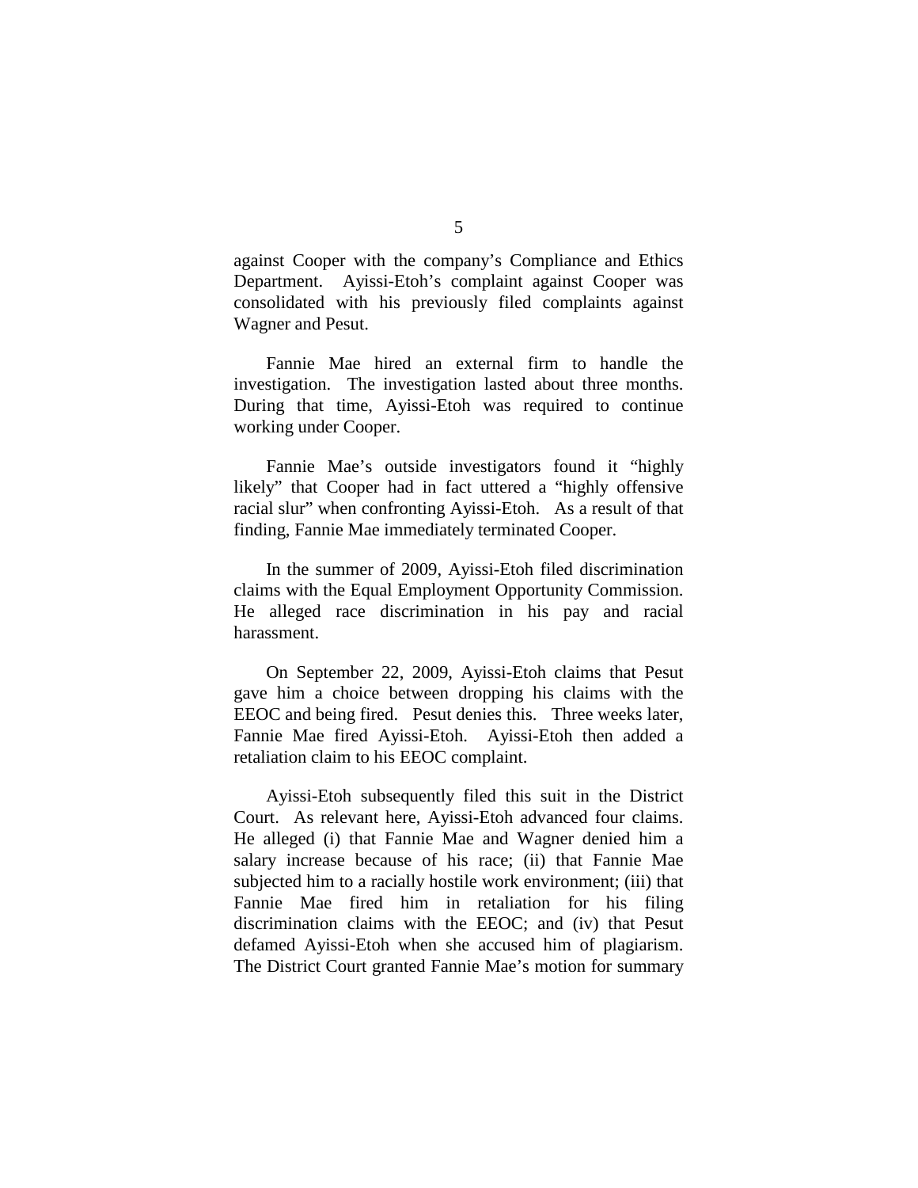against Cooper with the company's Compliance and Ethics Department. Ayissi-Etoh's complaint against Cooper was consolidated with his previously filed complaints against Wagner and Pesut.

Fannie Mae hired an external firm to handle the investigation. The investigation lasted about three months. During that time, Ayissi-Etoh was required to continue working under Cooper.

Fannie Mae's outside investigators found it "highly likely" that Cooper had in fact uttered a "highly offensive racial slur" when confronting Ayissi-Etoh. As a result of that finding, Fannie Mae immediately terminated Cooper.

In the summer of 2009, Ayissi-Etoh filed discrimination claims with the Equal Employment Opportunity Commission. He alleged race discrimination in his pay and racial harassment.

On September 22, 2009, Ayissi-Etoh claims that Pesut gave him a choice between dropping his claims with the EEOC and being fired. Pesut denies this. Three weeks later, Fannie Mae fired Ayissi-Etoh. Ayissi-Etoh then added a retaliation claim to his EEOC complaint.

Ayissi-Etoh subsequently filed this suit in the District Court. As relevant here, Ayissi-Etoh advanced four claims. He alleged (i) that Fannie Mae and Wagner denied him a salary increase because of his race; (ii) that Fannie Mae subjected him to a racially hostile work environment; (iii) that Fannie Mae fired him in retaliation for his filing discrimination claims with the EEOC; and (iv) that Pesut defamed Ayissi-Etoh when she accused him of plagiarism. The District Court granted Fannie Mae's motion for summary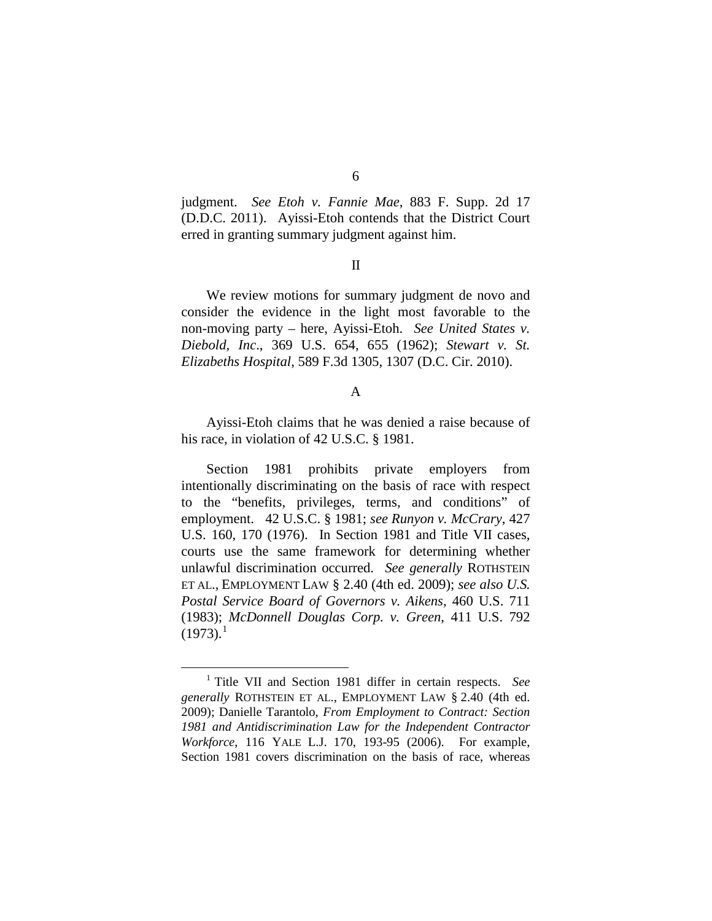judgment. *See Etoh v. Fannie Mae*, 883 F. Supp. 2d 17 (D.D.C. 2011). Ayissi-Etoh contends that the District Court erred in granting summary judgment against him.

## II

We review motions for summary judgment de novo and consider the evidence in the light most favorable to the non-moving party – here, Ayissi-Etoh. *See United States v. Diebold, Inc*., 369 U.S. 654, 655 (1962); *Stewart v. St. Elizabeths Hospital*, 589 F.3d 1305, 1307 (D.C. Cir. 2010).

### A

Ayissi-Etoh claims that he was denied a raise because of his race, in violation of 42 U.S.C. § 1981.

Section 1981 prohibits private employers from intentionally discriminating on the basis of race with respect to the "benefits, privileges, terms, and conditions" of employment. 42 U.S.C. § 1981; *see Runyon v. McCrary*, 427 U.S. 160, 170 (1976). In Section 1981 and Title VII cases, courts use the same framework for determining whether unlawful discrimination occurred. *See generally* ROTHSTEIN ET AL., EMPLOYMENT LAW § 2.40 (4th ed. 2009); *see also U.S. Postal Service Board of Governors v. Aikens*, 460 U.S. 711 (1983); *McDonnell Douglas Corp. v. Green*, 411 U.S. 792 (1973).[1]

[1] Title VII and Section 1981 differ in certain respects. *See generally* ROTHSTEIN ET AL., EMPLOYMENT LAW § 2.40 (4th ed. 2009); Danielle Tarantolo, *From Employment to Contract: Section 1981 and Antidiscrimination Law for the Independent Contractor Workforce*, 116 YALE L.J. 170, 193-95 (2006). For example, Section 1981 covers discrimination on the basis of race, whereas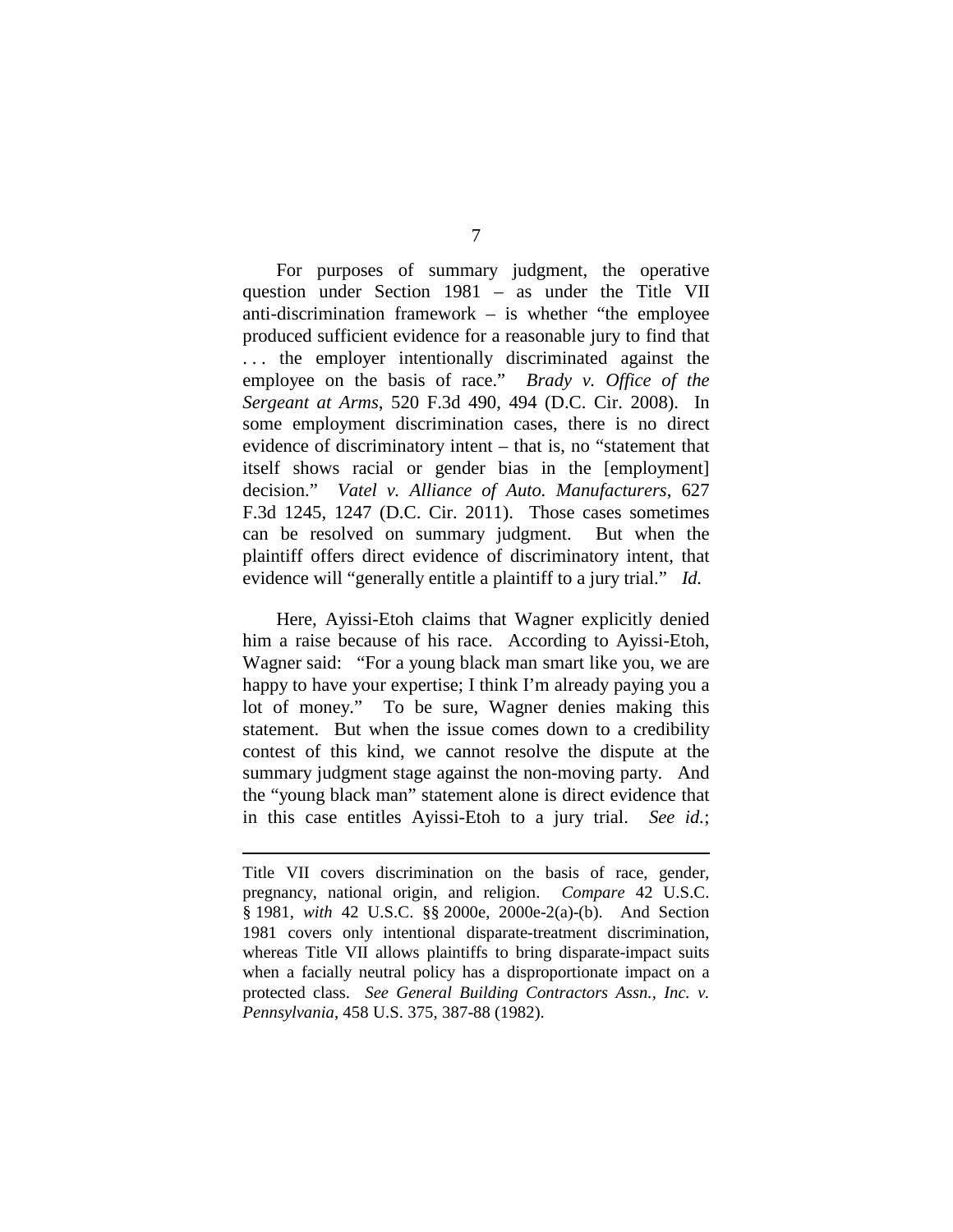For purposes of summary judgment, the operative question under Section 1981 – as under the Title VII anti-discrimination framework – is whether "the employee produced sufficient evidence for a reasonable jury to find that . . . the employer intentionally discriminated against the employee on the basis of race." *Brady v. Office of the Sergeant at Arms*, 520 F.3d 490, 494 (D.C. Cir. 2008). In some employment discrimination cases, there is no direct evidence of discriminatory intent – that is, no "statement that itself shows racial or gender bias in the [employment] decision." *Vatel v. Alliance of Auto. Manufacturers*, 627 F.3d 1245, 1247 (D.C. Cir. 2011). Those cases sometimes can be resolved on summary judgment. But when the plaintiff offers direct evidence of discriminatory intent, that evidence will "generally entitle a plaintiff to a jury trial." *Id.*

Here, Ayissi-Etoh claims that Wagner explicitly denied him a raise because of his race. According to Ayissi-Etoh, Wagner said: "For a young black man smart like you, we are happy to have your expertise; I think I'm already paying you a lot of money." To be sure, Wagner denies making this statement. But when the issue comes down to a credibility contest of this kind, we cannot resolve the dispute at the summary judgment stage against the non-moving party. And the "young black man" statement alone is direct evidence that in this case entitles Ayissi-Etoh to a jury trial. *See id.*;

---

Title VII covers discrimination on the basis of race, gender, pregnancy, national origin, and religion. *Compare* 42 U.S.C. § 1981, *with* 42 U.S.C. §§ 2000e, 2000e-2(a)-(b). And Section 1981 covers only intentional disparate-treatment discrimination, whereas Title VII allows plaintiffs to bring disparate-impact suits when a facially neutral policy has a disproportionate impact on a protected class. *See General Building Contractors Assn., Inc. v. Pennsylvania*, 458 U.S. 375, 387-88 (1982).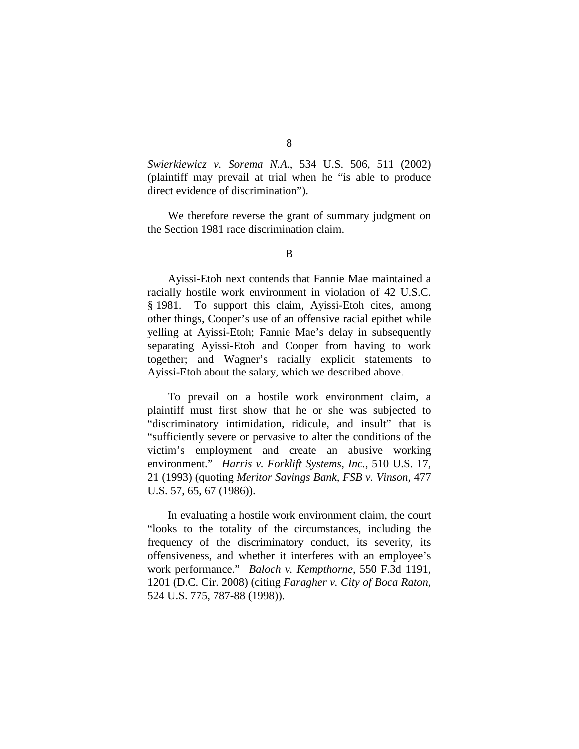*Swierkiewicz v. Sorema N.A.*, 534 U.S. 506, 511 (2002) (plaintiff may prevail at trial when he "is able to produce direct evidence of discrimination").

We therefore reverse the grant of summary judgment on the Section 1981 race discrimination claim.

B

Ayissi-Etoh next contends that Fannie Mae maintained a racially hostile work environment in violation of 42 U.S.C. § 1981. To support this claim, Ayissi-Etoh cites, among other things, Cooper's use of an offensive racial epithet while yelling at Ayissi-Etoh; Fannie Mae's delay in subsequently separating Ayissi-Etoh and Cooper from having to work together; and Wagner's racially explicit statements to Ayissi-Etoh about the salary, which we described above.

To prevail on a hostile work environment claim, a plaintiff must first show that he or she was subjected to "discriminatory intimidation, ridicule, and insult" that is "sufficiently severe or pervasive to alter the conditions of the victim's employment and create an abusive working environment." *Harris v. Forklift Systems, Inc.*, 510 U.S. 17, 21 (1993) (quoting *Meritor Savings Bank, FSB v. Vinson*, 477 U.S. 57, 65, 67 (1986)).

In evaluating a hostile work environment claim, the court "looks to the totality of the circumstances, including the frequency of the discriminatory conduct, its severity, its offensiveness, and whether it interferes with an employee's work performance." *Baloch v. Kempthorne*, 550 F.3d 1191, 1201 (D.C. Cir. 2008) (citing *Faragher v. City of Boca Raton*, 524 U.S. 775, 787-88 (1998)).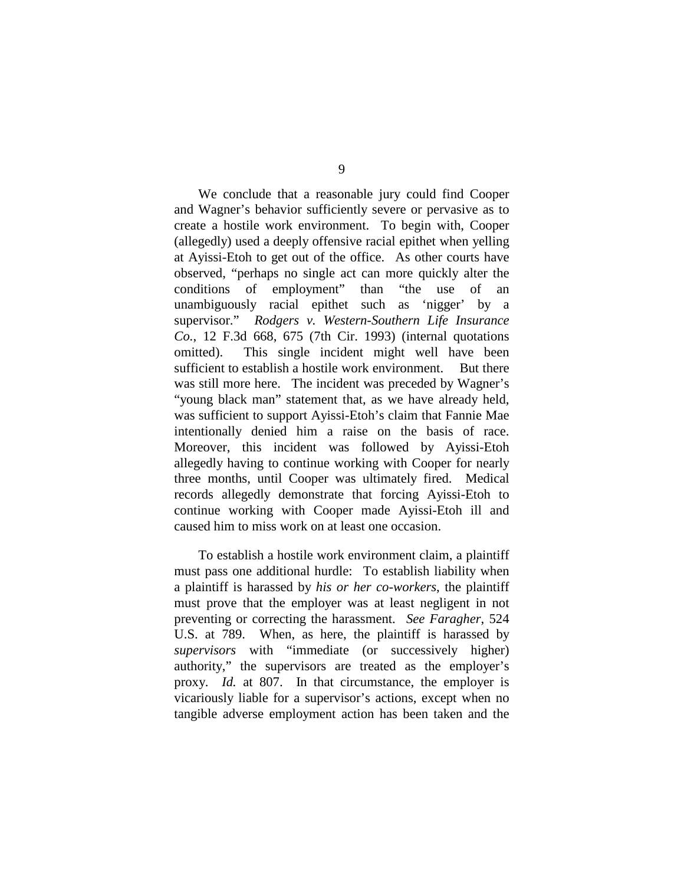We conclude that a reasonable jury could find Cooper and Wagner's behavior sufficiently severe or pervasive as to create a hostile work environment. To begin with, Cooper (allegedly) used a deeply offensive racial epithet when yelling at Ayissi-Etoh to get out of the office. As other courts have observed, "perhaps no single act can more quickly alter the conditions of employment" than "the use of an unambiguously racial epithet such as 'nigger' by a supervisor." *Rodgers v. Western-Southern Life Insurance Co.*, 12 F.3d 668, 675 (7th Cir. 1993) (internal quotations omitted). This single incident might well have been sufficient to establish a hostile work environment. But there was still more here. The incident was preceded by Wagner's "young black man" statement that, as we have already held, was sufficient to support Ayissi-Etoh's claim that Fannie Mae intentionally denied him a raise on the basis of race. Moreover, this incident was followed by Ayissi-Etoh allegedly having to continue working with Cooper for nearly three months, until Cooper was ultimately fired. Medical records allegedly demonstrate that forcing Ayissi-Etoh to continue working with Cooper made Ayissi-Etoh ill and caused him to miss work on at least one occasion.

To establish a hostile work environment claim, a plaintiff must pass one additional hurdle: To establish liability when a plaintiff is harassed by *his or her co-workers*, the plaintiff must prove that the employer was at least negligent in not preventing or correcting the harassment. *See Faragher*, 524 U.S. at 789. When, as here, the plaintiff is harassed by *supervisors* with "immediate (or successively higher) authority," the supervisors are treated as the employer's proxy. *Id.* at 807. In that circumstance, the employer is vicariously liable for a supervisor's actions, except when no tangible adverse employment action has been taken and the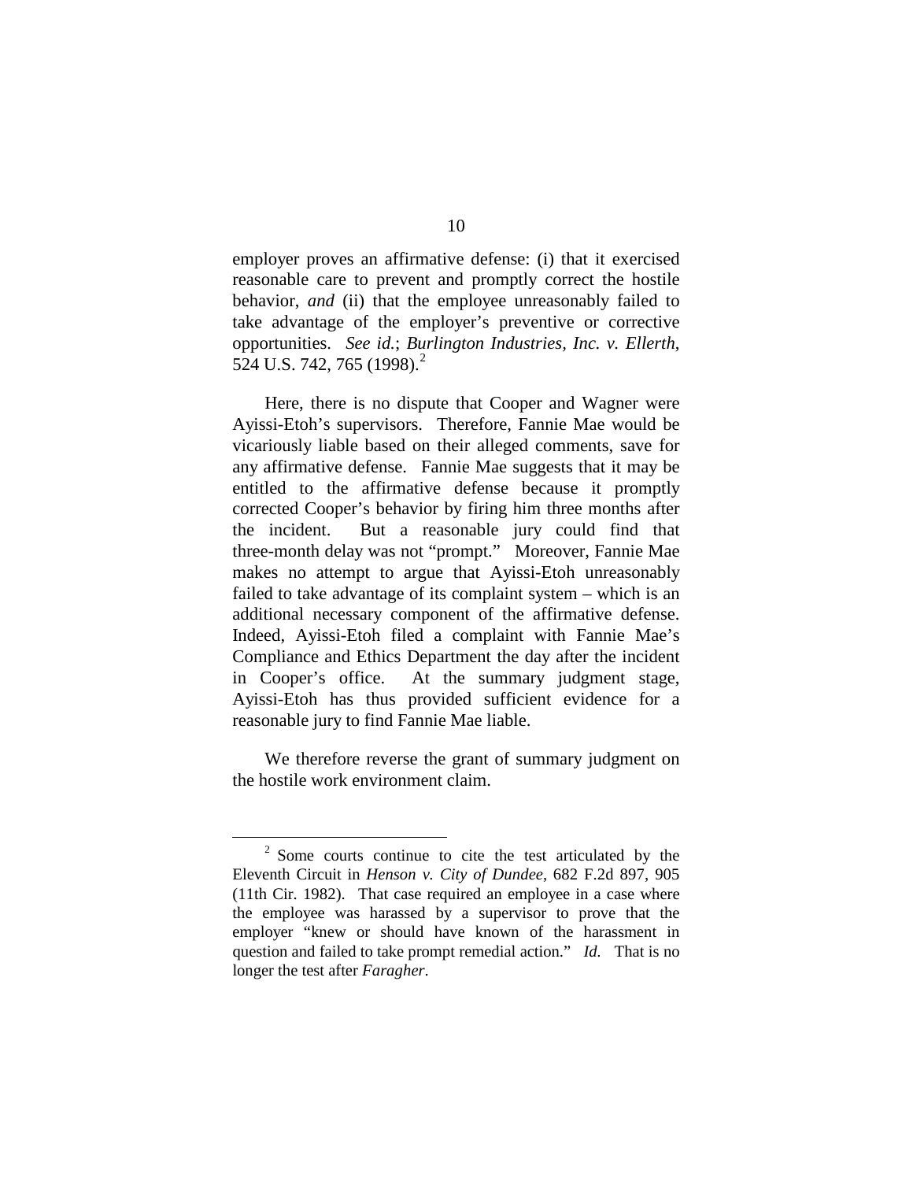employer proves an affirmative defense: (i) that it exercised reasonable care to prevent and promptly correct the hostile behavior, *and* (ii) that the employee unreasonably failed to take advantage of the employer's preventive or corrective opportunities. *See id.*; *Burlington Industries, Inc. v. Ellerth*, 524 U.S. 742, 765 (1998).[2]

Here, there is no dispute that Cooper and Wagner were Ayissi-Etoh's supervisors. Therefore, Fannie Mae would be vicariously liable based on their alleged comments, save for any affirmative defense. Fannie Mae suggests that it may be entitled to the affirmative defense because it promptly corrected Cooper's behavior by firing him three months after the incident. But a reasonable jury could find that three-month delay was not "prompt." Moreover, Fannie Mae makes no attempt to argue that Ayissi-Etoh unreasonably failed to take advantage of its complaint system – which is an additional necessary component of the affirmative defense. Indeed, Ayissi-Etoh filed a complaint with Fannie Mae's Compliance and Ethics Department the day after the incident in Cooper's office. At the summary judgment stage, Ayissi-Etoh has thus provided sufficient evidence for a reasonable jury to find Fannie Mae liable.

We therefore reverse the grant of summary judgment on the hostile work environment claim.

---

[2] Some courts continue to cite the test articulated by the Eleventh Circuit in *Henson v. City of Dundee*, 682 F.2d 897, 905 (11th Cir. 1982). That case required an employee in a case where the employee was harassed by a supervisor to prove that the employer "knew or should have known of the harassment in question and failed to take prompt remedial action." *Id.* That is no longer the test after *Faragher*.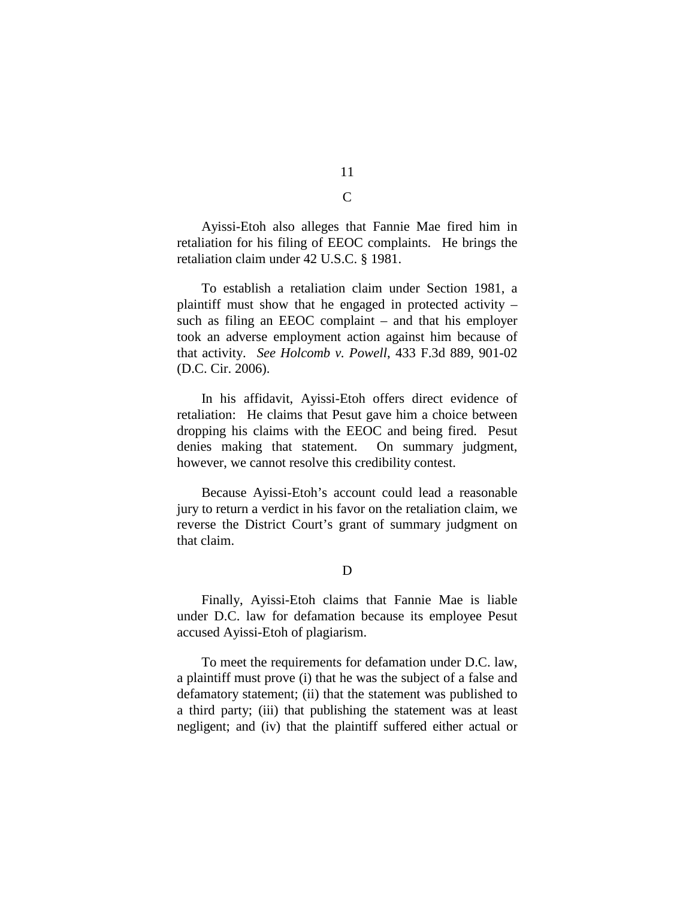### C

Ayissi-Etoh also alleges that Fannie Mae fired him in retaliation for his filing of EEOC complaints. He brings the retaliation claim under 42 U.S.C. § 1981.

To establish a retaliation claim under Section 1981, a plaintiff must show that he engaged in protected activity – such as filing an EEOC complaint – and that his employer took an adverse employment action against him because of that activity. *See Holcomb v. Powell*, 433 F.3d 889, 901-02 (D.C. Cir. 2006).

In his affidavit, Ayissi-Etoh offers direct evidence of retaliation: He claims that Pesut gave him a choice between dropping his claims with the EEOC and being fired. Pesut denies making that statement. On summary judgment, however, we cannot resolve this credibility contest.

Because Ayissi-Etoh's account could lead a reasonable jury to return a verdict in his favor on the retaliation claim, we reverse the District Court's grant of summary judgment on that claim.

### D

Finally, Ayissi-Etoh claims that Fannie Mae is liable under D.C. law for defamation because its employee Pesut accused Ayissi-Etoh of plagiarism.

To meet the requirements for defamation under D.C. law, a plaintiff must prove (i) that he was the subject of a false and defamatory statement; (ii) that the statement was published to a third party; (iii) that publishing the statement was at least negligent; and (iv) that the plaintiff suffered either actual or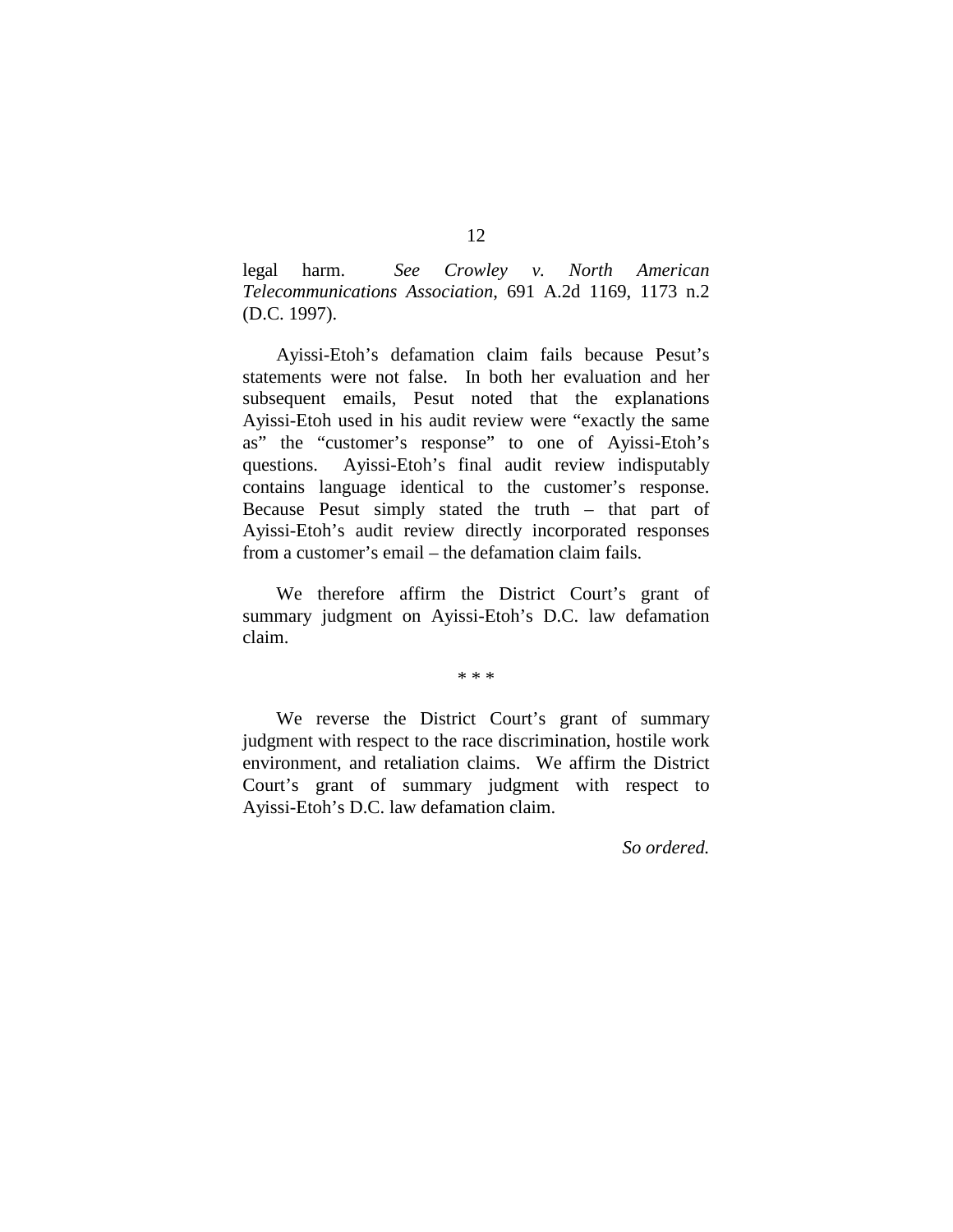legal harm. *See Crowley v. North American Telecommunications Association*, 691 A.2d 1169, 1173 n.2 (D.C. 1997).

Ayissi-Etoh's defamation claim fails because Pesut's statements were not false. In both her evaluation and her subsequent emails, Pesut noted that the explanations Ayissi-Etoh used in his audit review were "exactly the same as" the "customer's response" to one of Ayissi-Etoh's questions. Ayissi-Etoh's final audit review indisputably contains language identical to the customer's response. Because Pesut simply stated the truth – that part of Ayissi-Etoh's audit review directly incorporated responses from a customer's email – the defamation claim fails.

We therefore affirm the District Court's grant of summary judgment on Ayissi-Etoh's D.C. law defamation claim.

\* \* \*

We reverse the District Court's grant of summary judgment with respect to the race discrimination, hostile work environment, and retaliation claims. We affirm the District Court's grant of summary judgment with respect to Ayissi-Etoh's D.C. law defamation claim.

*So ordered.*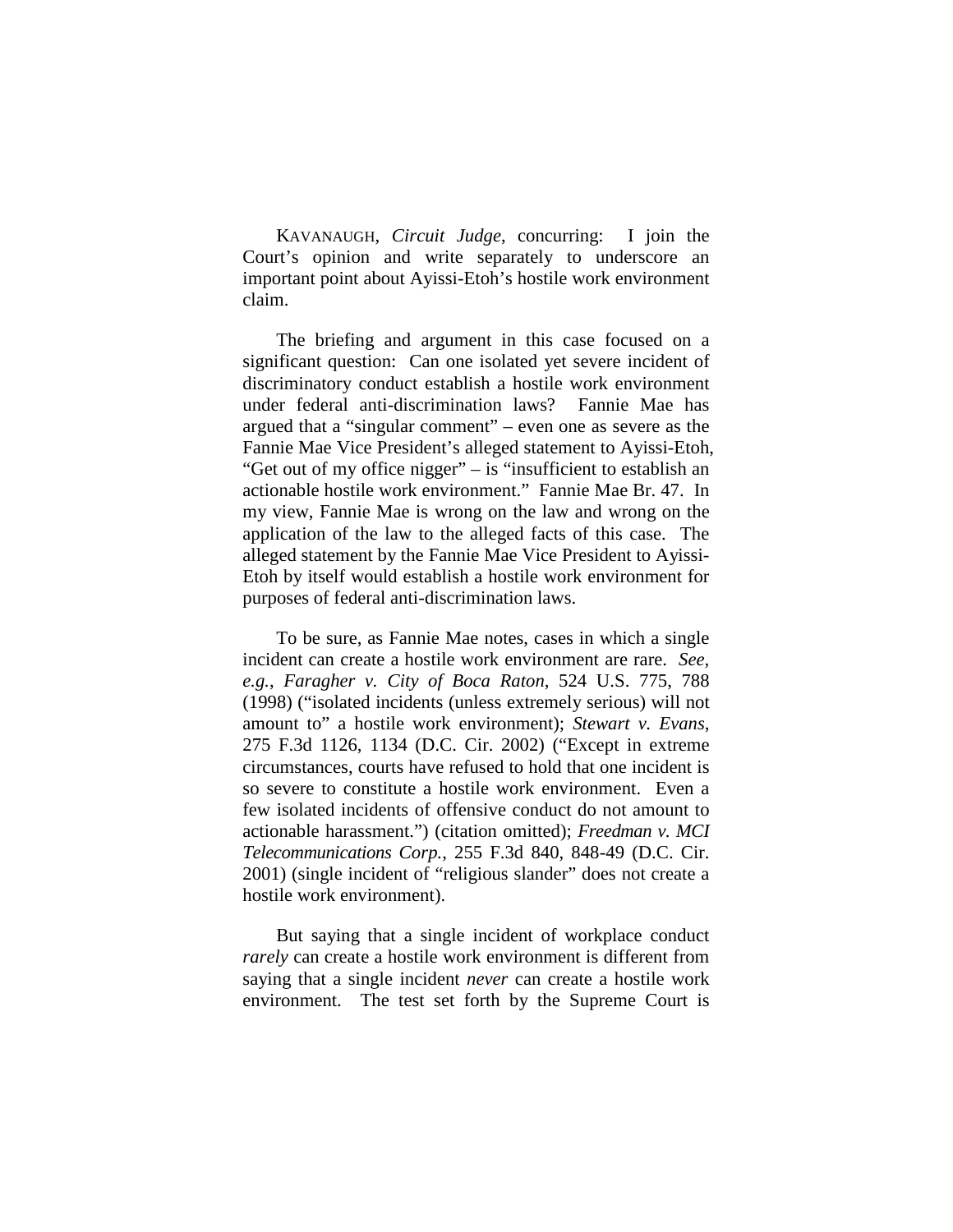KAVANAUGH, *Circuit Judge*, concurring: I join the Court's opinion and write separately to underscore an important point about Ayissi-Etoh's hostile work environment claim.

The briefing and argument in this case focused on a significant question: Can one isolated yet severe incident of discriminatory conduct establish a hostile work environment under federal anti-discrimination laws? Fannie Mae has argued that a "singular comment" – even one as severe as the Fannie Mae Vice President's alleged statement to Ayissi-Etoh, "Get out of my office nigger" – is "insufficient to establish an actionable hostile work environment." Fannie Mae Br. 47. In my view, Fannie Mae is wrong on the law and wrong on the application of the law to the alleged facts of this case. The alleged statement by the Fannie Mae Vice President to Ayissi-Etoh by itself would establish a hostile work environment for purposes of federal anti-discrimination laws.

To be sure, as Fannie Mae notes, cases in which a single incident can create a hostile work environment are rare. *See, e.g.*, *Faragher v. City of Boca Raton*, 524 U.S. 775, 788 (1998) ("isolated incidents (unless extremely serious) will not amount to" a hostile work environment); *Stewart v. Evans*, 275 F.3d 1126, 1134 (D.C. Cir. 2002) ("Except in extreme circumstances, courts have refused to hold that one incident is so severe to constitute a hostile work environment. Even a few isolated incidents of offensive conduct do not amount to actionable harassment.") (citation omitted); *Freedman v. MCI Telecommunications Corp.*, 255 F.3d 840, 848-49 (D.C. Cir. 2001) (single incident of "religious slander" does not create a hostile work environment).

But saying that a single incident of workplace conduct *rarely* can create a hostile work environment is different from saying that a single incident *never* can create a hostile work environment. The test set forth by the Supreme Court is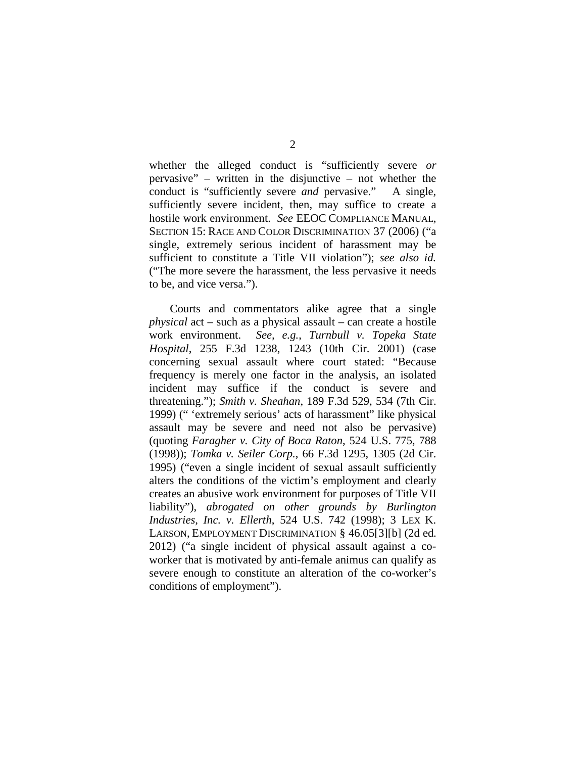whether the alleged conduct is "sufficiently severe *or* pervasive" – written in the disjunctive – not whether the conduct is "sufficiently severe *and* pervasive." A single, sufficiently severe incident, then, may suffice to create a hostile work environment. *See* EEOC COMPLIANCE MANUAL, SECTION 15: RACE AND COLOR DISCRIMINATION 37 (2006) ("a single, extremely serious incident of harassment may be sufficient to constitute a Title VII violation"); *see also id.* ("The more severe the harassment, the less pervasive it needs to be, and vice versa.").

Courts and commentators alike agree that a single *physical* act – such as a physical assault – can create a hostile work environment. *See, e.g.*, *Turnbull v. Topeka State Hospital*, 255 F.3d 1238, 1243 (10th Cir. 2001) (case concerning sexual assault where court stated: "Because frequency is merely one factor in the analysis, an isolated incident may suffice if the conduct is severe and threatening."); *Smith v. Sheahan*, 189 F.3d 529, 534 (7th Cir. 1999) (" 'extremely serious' acts of harassment" like physical assault may be severe and need not also be pervasive) (quoting *Faragher v. City of Boca Raton*, 524 U.S. 775, 788 (1998)); *Tomka v. Seiler Corp.*, 66 F.3d 1295, 1305 (2d Cir. 1995) ("even a single incident of sexual assault sufficiently alters the conditions of the victim's employment and clearly creates an abusive work environment for purposes of Title VII liability"), *abrogated on other grounds by Burlington Industries, Inc. v. Ellerth*, 524 U.S. 742 (1998); 3 LEX K. LARSON, EMPLOYMENT DISCRIMINATION § 46.05[3][b] (2d ed. 2012) ("a single incident of physical assault against a co-worker that is motivated by anti-female animus can qualify as severe enough to constitute an alteration of the co-worker's conditions of employment").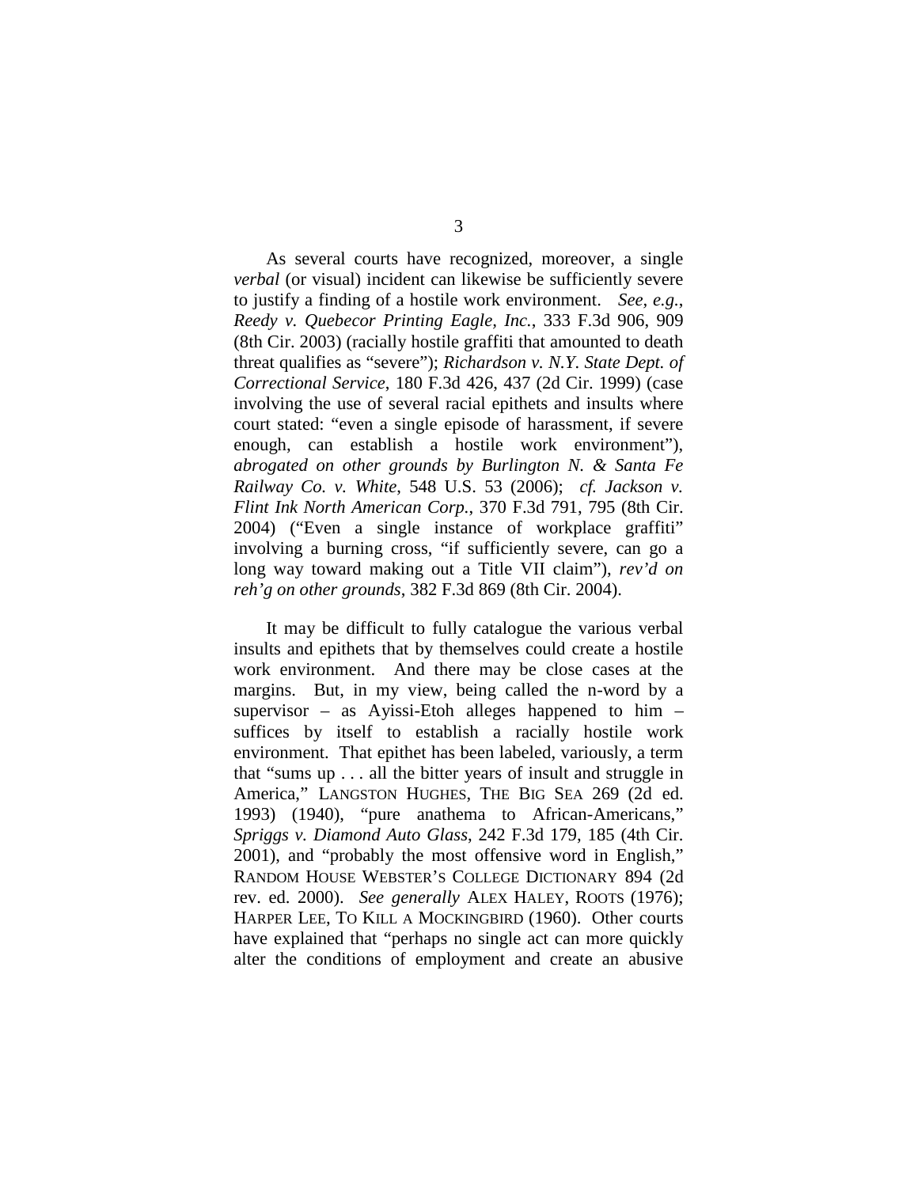As several courts have recognized, moreover, a single *verbal* (or visual) incident can likewise be sufficiently severe to justify a finding of a hostile work environment. *See, e.g.*, *Reedy v. Quebecor Printing Eagle, Inc.*, 333 F.3d 906, 909 (8th Cir. 2003) (racially hostile graffiti that amounted to death threat qualifies as "severe"); *Richardson v. N.Y. State Dept. of Correctional Service*, 180 F.3d 426, 437 (2d Cir. 1999) (case involving the use of several racial epithets and insults where court stated: "even a single episode of harassment, if severe enough, can establish a hostile work environment"), *abrogated on other grounds by Burlington N. & Santa Fe Railway Co. v. White*, 548 U.S. 53 (2006); *cf. Jackson v. Flint Ink North American Corp.*, 370 F.3d 791, 795 (8th Cir. 2004) ("Even a single instance of workplace graffiti" involving a burning cross, "if sufficiently severe, can go a long way toward making out a Title VII claim"), *rev'd on reh'g on other grounds*, 382 F.3d 869 (8th Cir. 2004).

It may be difficult to fully catalogue the various verbal insults and epithets that by themselves could create a hostile work environment. And there may be close cases at the margins. But, in my view, being called the n-word by a supervisor – as Ayissi-Etoh alleges happened to him – suffices by itself to establish a racially hostile work environment. That epithet has been labeled, variously, a term that "sums up . . . all the bitter years of insult and struggle in America," LANGSTON HUGHES, THE BIG SEA 269 (2d ed. 1993) (1940), "pure anathema to African-Americans," *Spriggs v. Diamond Auto Glass*, 242 F.3d 179, 185 (4th Cir. 2001), and "probably the most offensive word in English," RANDOM HOUSE WEBSTER'S COLLEGE DICTIONARY 894 (2d rev. ed. 2000). *See generally* ALEX HALEY, ROOTS (1976); HARPER LEE, TO KILL A MOCKINGBIRD (1960). Other courts have explained that "perhaps no single act can more quickly alter the conditions of employment and create an abusive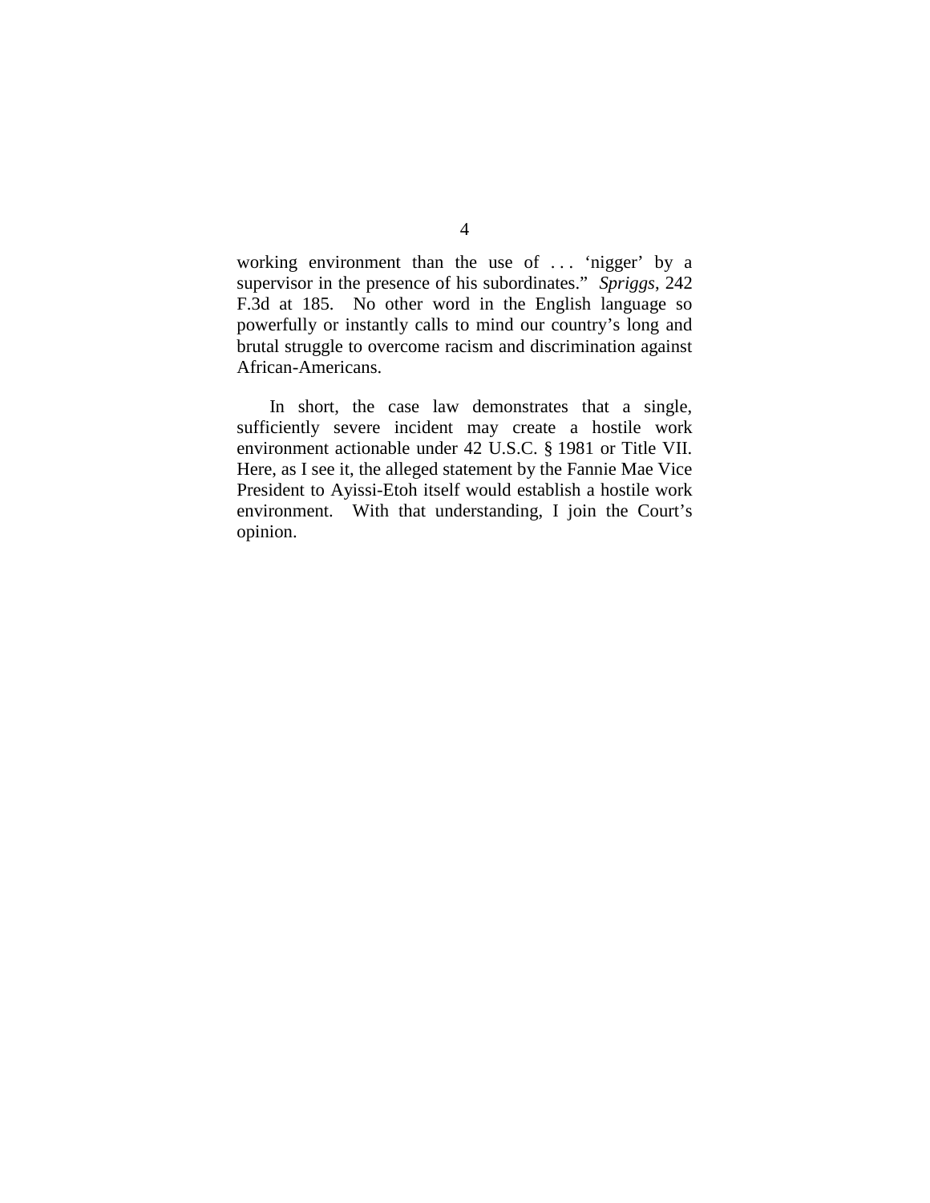working environment than the use of . . . 'nigger' by a supervisor in the presence of his subordinates." *Spriggs*, 242 F.3d at 185. No other word in the English language so powerfully or instantly calls to mind our country's long and brutal struggle to overcome racism and discrimination against African-Americans.

In short, the case law demonstrates that a single, sufficiently severe incident may create a hostile work environment actionable under 42 U.S.C. § 1981 or Title VII. Here, as I see it, the alleged statement by the Fannie Mae Vice President to Ayissi-Etoh itself would establish a hostile work environment. With that understanding, I join the Court's opinion.